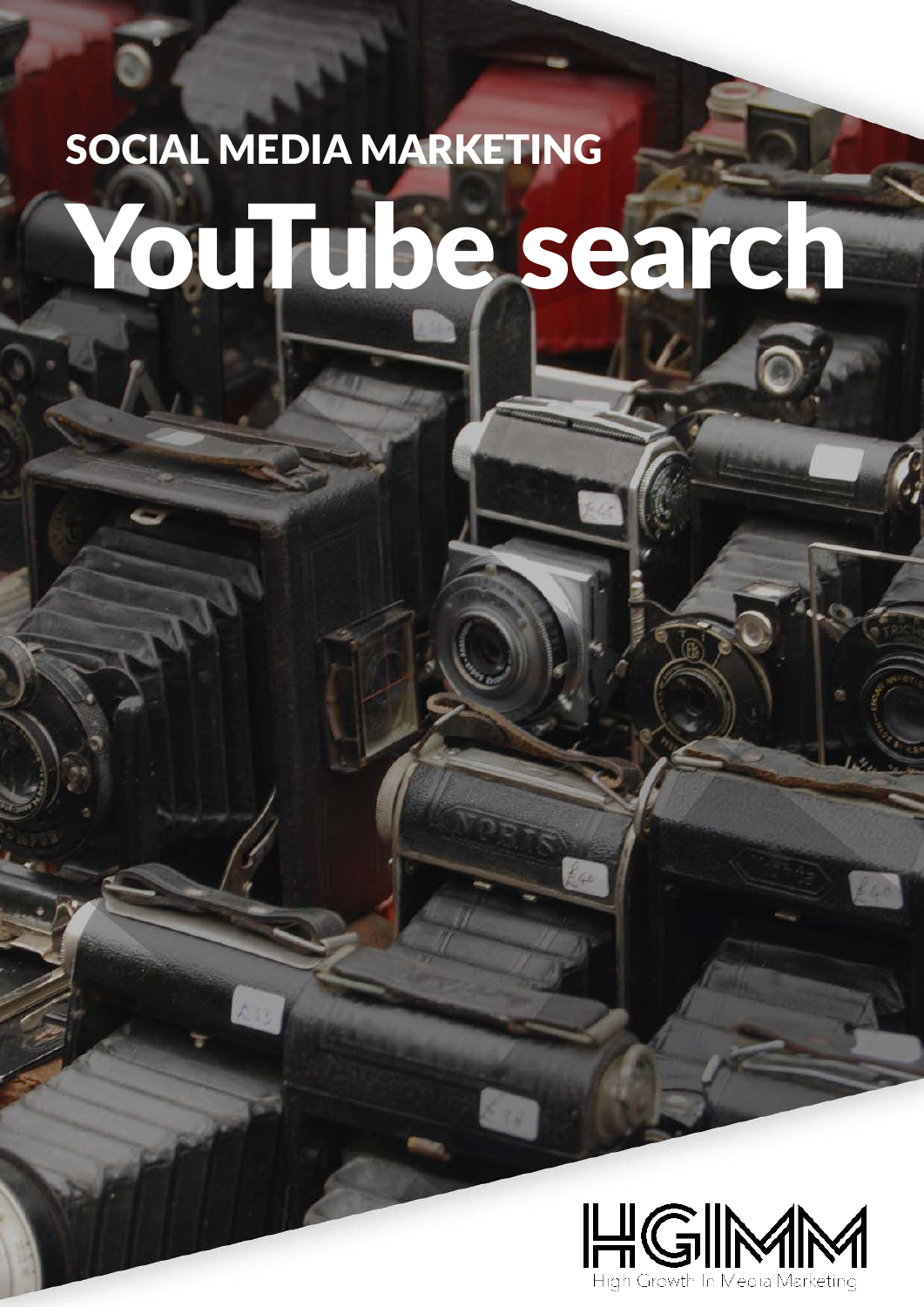SOCIAL MEDIA MARKETING

# YouTube search

HGIMM

High Growth In Media Marketing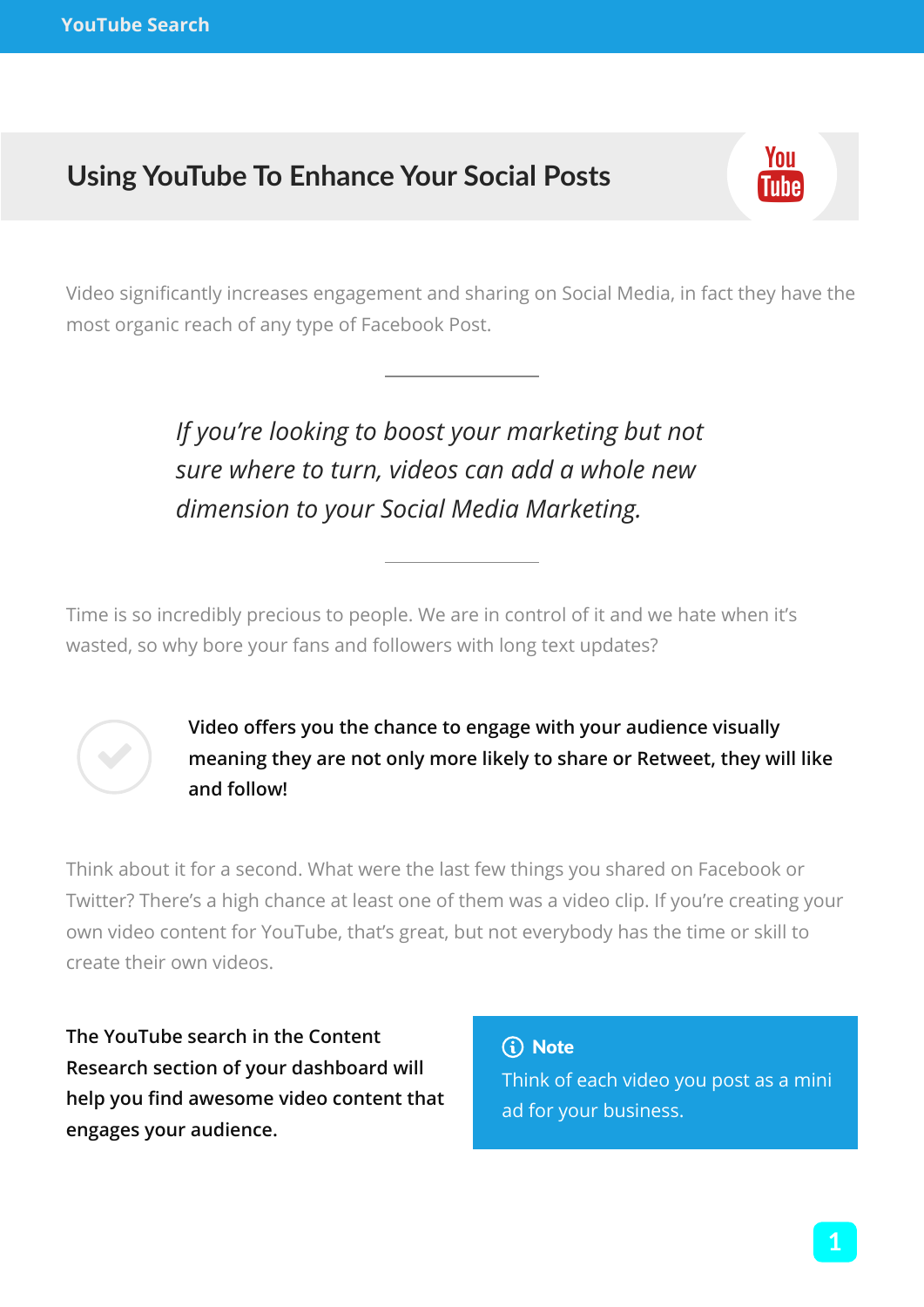## Using YouTube To Enhance Your Social Posts

Video significantly increases engagement and sharing on Social Media, in fact they have the most organic reach of any type of Facebook Post.

---

> *If you're looking to boost your marketing but not sure where to turn, videos can add a whole new dimension to your Social Media Marketing.*

---

Time is so incredibly precious to people. We are in control of it and we hate when it's wasted, so why bore your fans and followers with long text updates?

**Video offers you the chance to engage with your audience visually meaning they are not only more likely to share or Retweet, they will like and follow!**

Think about it for a second. What were the last few things you shared on Facebook or Twitter? There's a high chance at least one of them was a video clip. If you're creating your own video content for YouTube, that's great, but not everybody has the time or skill to create their own videos.

**The YouTube search in the Content Research section of your dashboard will help you find awesome video content that engages your audience.**

> **Note**
> Think of each video you post as a mini ad for your business.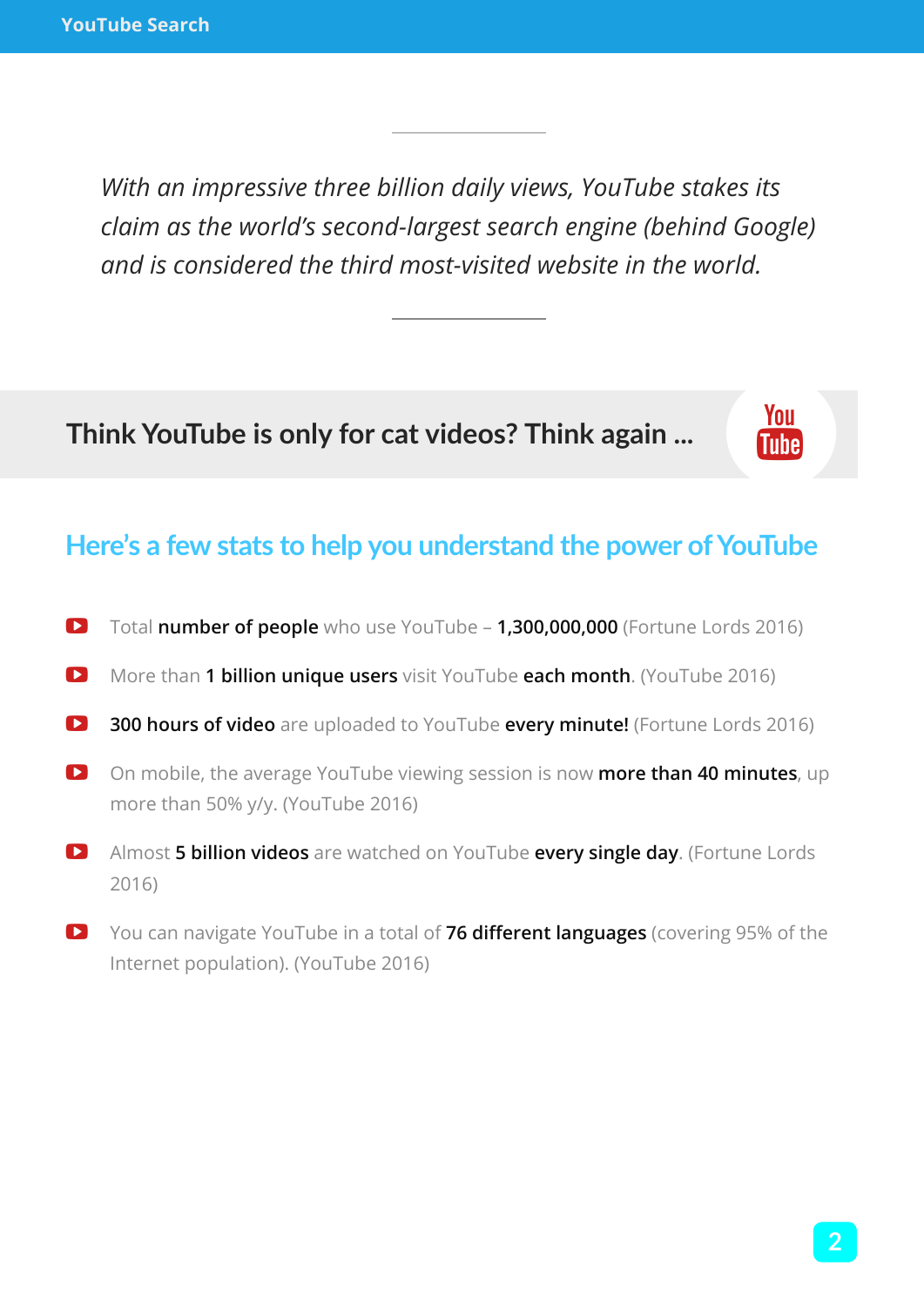*With an impressive three billion daily views, YouTube stakes its claim as the world's second-largest search engine (behind Google) and is considered the third most-visited website in the world.*

## Think YouTube is only for cat videos? Think again ...

### Here's a few stats to help you understand the power of YouTube

- Total **number of people** who use YouTube – **1,300,000,000** (Fortune Lords 2016)
- More than **1 billion unique users** visit YouTube **each month**. (YouTube 2016)
- **300 hours of video** are uploaded to YouTube **every minute!** (Fortune Lords 2016)
- On mobile, the average YouTube viewing session is now **more than 40 minutes**, up more than 50% y/y. (YouTube 2016)
- Almost **5 billion videos** are watched on YouTube **every single day**. (Fortune Lords 2016)
- You can navigate YouTube in a total of **76 different languages** (covering 95% of the Internet population). (YouTube 2016)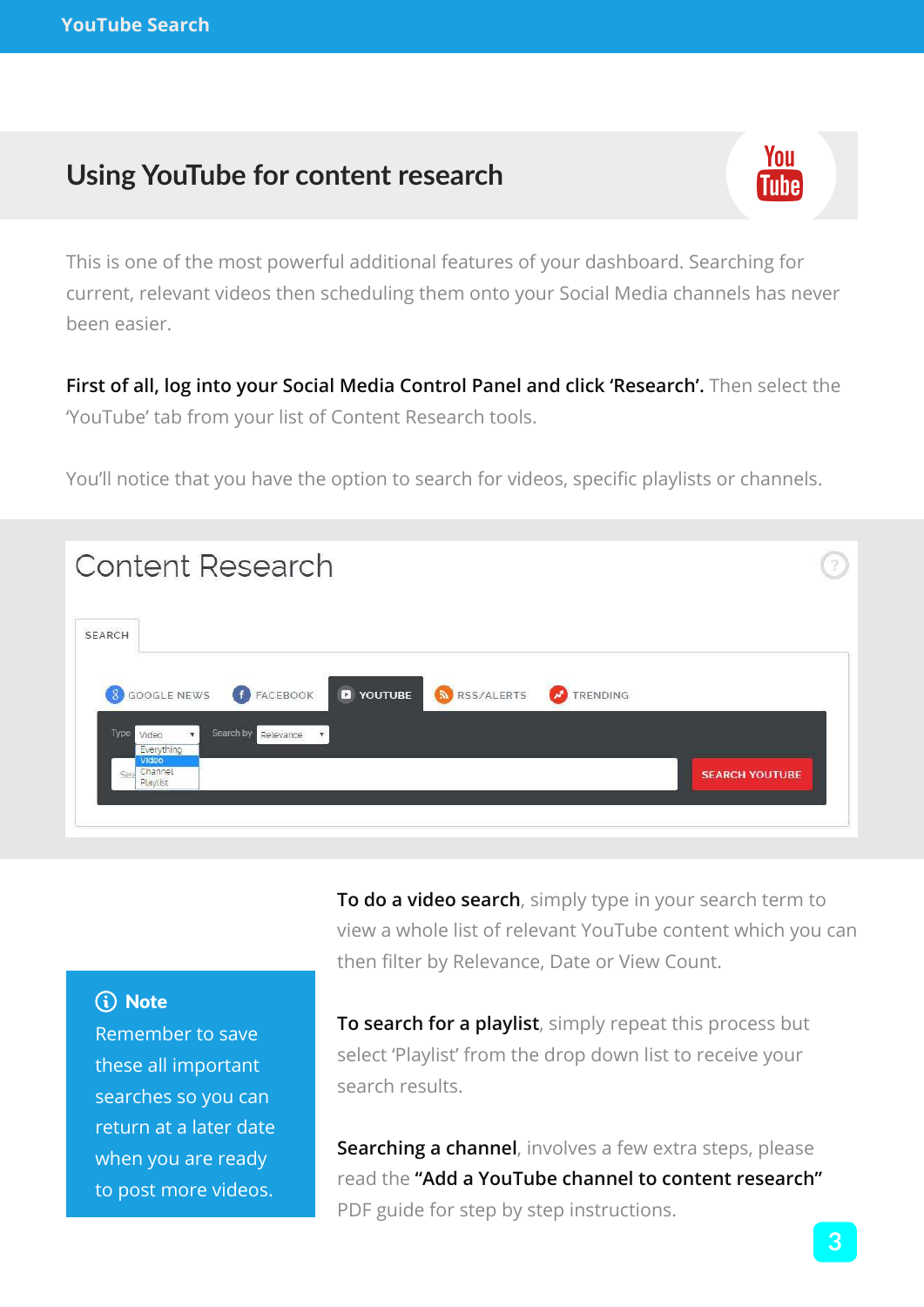## Using YouTube for content research

This is one of the most powerful additional features of your dashboard. Searching for current, relevant videos then scheduling them onto your Social Media channels has never been easier.

**First of all, log into your Social Media Control Panel and click 'Research'.** Then select the 'YouTube' tab from your list of Content Research tools.

You'll notice that you have the option to search for videos, specific playlists or channels.

**To do a video search**, simply type in your search term to view a whole list of relevant YouTube content which you can then filter by Relevance, Date or View Count.

**To search for a playlist**, simply repeat this process but select 'Playlist' from the drop down list to receive your search results.

**Searching a channel**, involves a few extra steps, please read the **"Add a YouTube channel to content research"** PDF guide for step by step instructions.

> **Note**
> Remember to save these all important searches so you can return at a later date when you are ready to post more videos.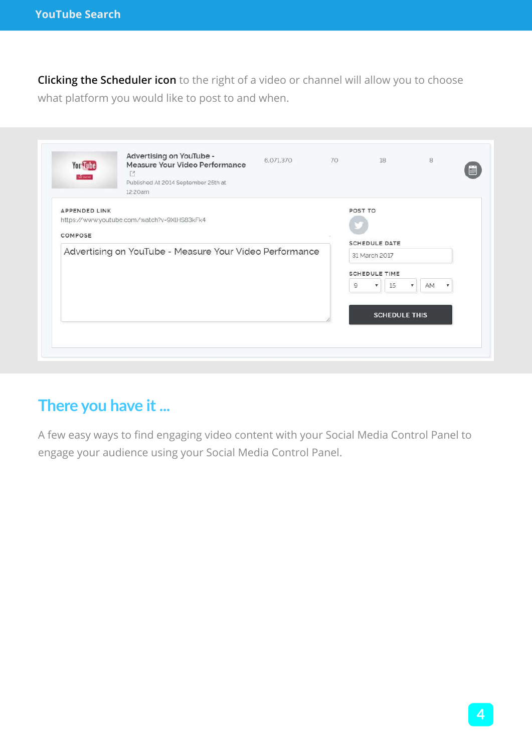Clicking the Scheduler icon to the right of a video or channel will allow you to choose what platform you would like to post to and when.

## There you have it ...

A few easy ways to find engaging video content with your Social Media Control Panel to engage your audience using your Social Media Control Panel.